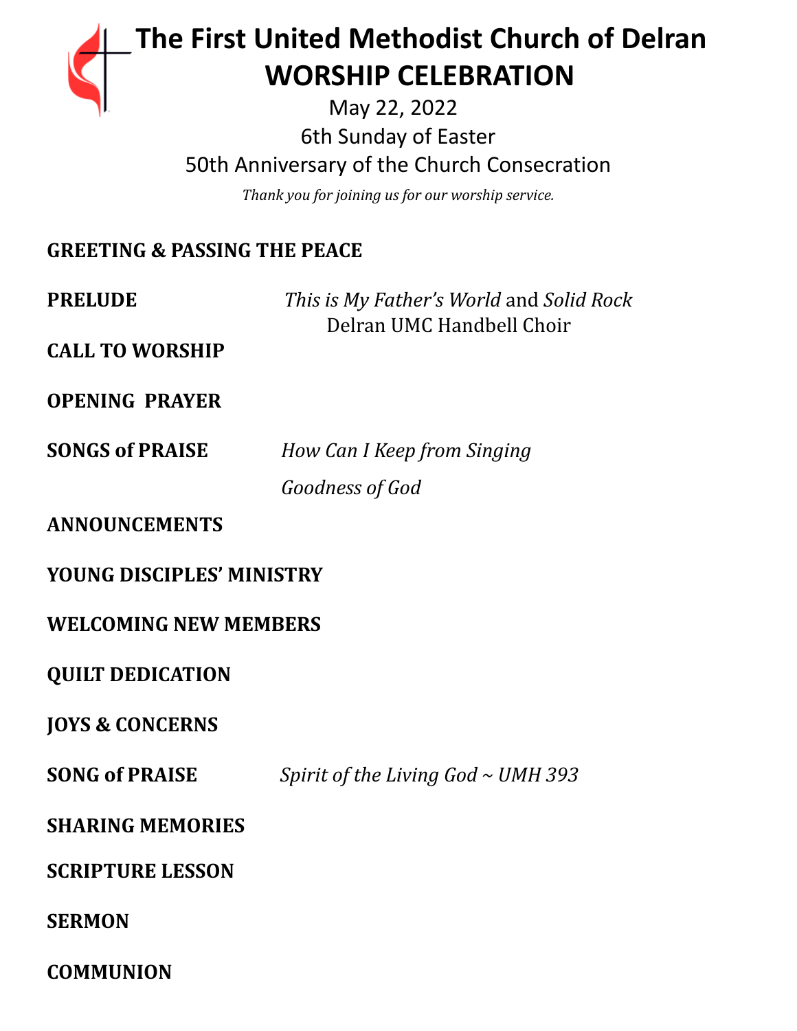# The First United Methodist Church of Delran
# WORSHIP CELEBRATION

May 22, 2022

6th Sunday of Easter

50th Anniversary of the Church Consecration

*Thank you for joining us for our worship service.*

**GREETING & PASSING THE PEACE**

**PRELUDE** *This is My Father's World* and *Solid Rock*
Delran UMC Handbell Choir

**CALL TO WORSHIP**

**OPENING PRAYER**

**SONGS of PRAISE** *How Can I Keep from Singing*

*Goodness of God*

**ANNOUNCEMENTS**

**YOUNG DISCIPLES' MINISTRY**

**WELCOMING NEW MEMBERS**

**QUILT DEDICATION**

**JOYS & CONCERNS**

**SONG of PRAISE** *Spirit of the Living God ~ UMH 393*

**SHARING MEMORIES**

**SCRIPTURE LESSON**

**SERMON**

**COMMUNION**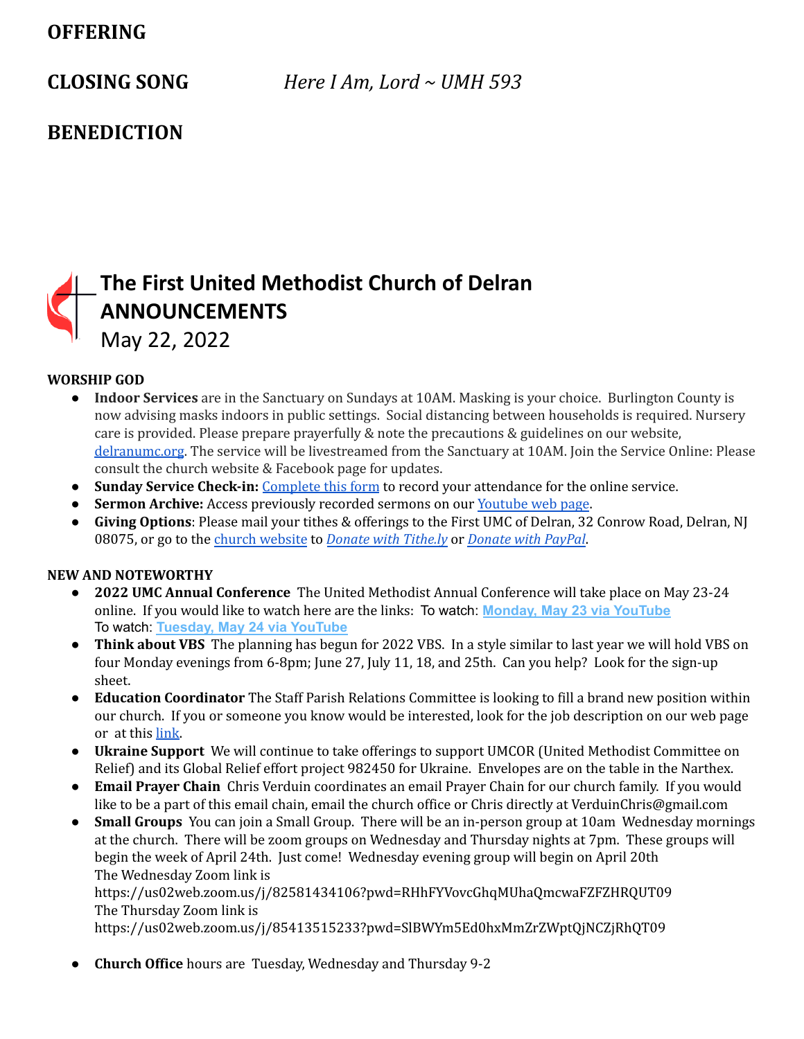## OFFERING

## CLOSING SONG *Here I Am, Lord ~ UMH 593*

## BENEDICTION

# The First United Methodist Church of Delran ANNOUNCEMENTS

May 22, 2022

**WORSHIP GOD**

- **Indoor Services** are in the Sanctuary on Sundays at 10AM. Masking is your choice. Burlington County is now advising masks indoors in public settings. Social distancing between households is required. Nursery care is provided. Please prepare prayerfully & note the precautions & guidelines on our website, delranumc.org. The service will be livestreamed from the Sanctuary at 10AM. Join the Service Online: Please consult the church website & Facebook page for updates.
- **Sunday Service Check-in:** Complete this form to record your attendance for the online service.
- **Sermon Archive:** Access previously recorded sermons on our Youtube web page.
- **Giving Options**: Please mail your tithes & offerings to the First UMC of Delran, 32 Conrow Road, Delran, NJ 08075, or go to the church website to *Donate with Tithe.ly* or *Donate with PayPal*.

**NEW AND NOTEWORTHY**

- **2022 UMC Annual Conference** The United Methodist Annual Conference will take place on May 23-24 online. If you would like to watch here are the links: To watch: **Monday, May 23 via YouTube** To watch: **Tuesday, May 24 via YouTube**
- **Think about VBS** The planning has begun for 2022 VBS. In a style similar to last year we will hold VBS on four Monday evenings from 6-8pm; June 27, July 11, 18, and 25th. Can you help? Look for the sign-up sheet.
- **Education Coordinator** The Staff Parish Relations Committee is looking to fill a brand new position within our church. If you or someone you know would be interested, look for the job description on our web page or at this link.
- **Ukraine Support** We will continue to take offerings to support UMCOR (United Methodist Committee on Relief) and its Global Relief effort project 982450 for Ukraine. Envelopes are on the table in the Narthex.
- **Email Prayer Chain** Chris Verduin coordinates an email Prayer Chain for our church family. If you would like to be a part of this email chain, email the church office or Chris directly at VerduinChris@gmail.com
- **Small Groups** You can join a Small Group. There will be an in-person group at 10am Wednesday mornings at the church. There will be zoom groups on Wednesday and Thursday nights at 7pm. These groups will begin the week of April 24th. Just come! Wednesday evening group will begin on April 20th
  The Wednesday Zoom link is
  https://us02web.zoom.us/j/82581434106?pwd=RHhFYVovcGhqMUhaQmcwaFZFZHRQUT09
  The Thursday Zoom link is
  https://us02web.zoom.us/j/85413515233?pwd=SlBWYm5Ed0hxMmZrZWptQjNCZjRhQT09
- **Church Office** hours are Tuesday, Wednesday and Thursday 9-2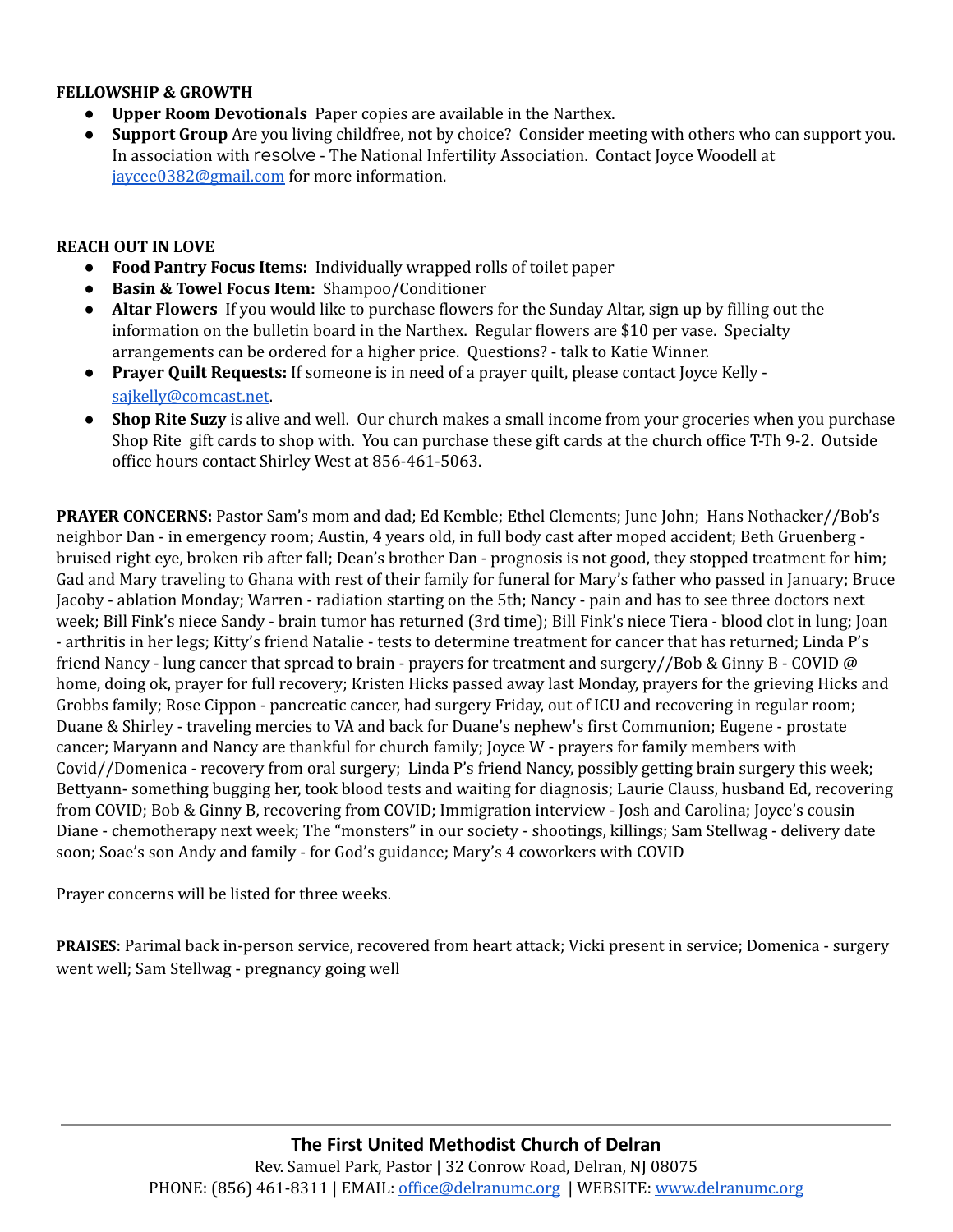**FELLOWSHIP & GROWTH**

- **Upper Room Devotionals** Paper copies are available in the Narthex.
- **Support Group** Are you living childfree, not by choice? Consider meeting with others who can support you. In association with resolve - The National Infertility Association. Contact Joyce Woodell at jaycee0382@gmail.com for more information.

**REACH OUT IN LOVE**

- **Food Pantry Focus Items:** Individually wrapped rolls of toilet paper
- **Basin & Towel Focus Item:** Shampoo/Conditioner
- **Altar Flowers** If you would like to purchase flowers for the Sunday Altar, sign up by filling out the information on the bulletin board in the Narthex. Regular flowers are $10 per vase. Specialty arrangements can be ordered for a higher price. Questions? - talk to Katie Winner.
- **Prayer Quilt Requests:** If someone is in need of a prayer quilt, please contact Joyce Kelly - sajkelly@comcast.net.
- **Shop Rite Suzy** is alive and well. Our church makes a small income from your groceries when you purchase Shop Rite gift cards to shop with. You can purchase these gift cards at the church office T-Th 9-2. Outside office hours contact Shirley West at 856-461-5063.

**PRAYER CONCERNS:** Pastor Sam's mom and dad; Ed Kemble; Ethel Clements; June John; Hans Nothacker//Bob's neighbor Dan - in emergency room; Austin, 4 years old, in full body cast after moped accident; Beth Gruenberg - bruised right eye, broken rib after fall; Dean's brother Dan - prognosis is not good, they stopped treatment for him; Gad and Mary traveling to Ghana with rest of their family for funeral for Mary's father who passed in January; Bruce Jacoby - ablation Monday; Warren - radiation starting on the 5th; Nancy - pain and has to see three doctors next week; Bill Fink's niece Sandy - brain tumor has returned (3rd time); Bill Fink's niece Tiera - blood clot in lung; Joan - arthritis in her legs; Kitty's friend Natalie - tests to determine treatment for cancer that has returned; Linda P's friend Nancy - lung cancer that spread to brain - prayers for treatment and surgery//Bob & Ginny B - COVID @ home, doing ok, prayer for full recovery; Kristen Hicks passed away last Monday, prayers for the grieving Hicks and Grobbs family; Rose Cippon - pancreatic cancer, had surgery Friday, out of ICU and recovering in regular room; Duane & Shirley - traveling mercies to VA and back for Duane's nephew's first Communion; Eugene - prostate cancer; Maryann and Nancy are thankful for church family; Joyce W - prayers for family members with Covid//Domenica - recovery from oral surgery; Linda P's friend Nancy, possibly getting brain surgery this week; Bettyann- something bugging her, took blood tests and waiting for diagnosis; Laurie Clauss, husband Ed, recovering from COVID; Bob & Ginny B, recovering from COVID; Immigration interview - Josh and Carolina; Joyce's cousin Diane - chemotherapy next week; The "monsters" in our society - shootings, killings; Sam Stellwag - delivery date soon; Soae's son Andy and family - for God's guidance; Mary's 4 coworkers with COVID

Prayer concerns will be listed for three weeks.

**PRAISES**: Parimal back in-person service, recovered from heart attack; Vicki present in service; Domenica - surgery went well; Sam Stellwag - pregnancy going well

**The First United Methodist Church of Delran**
Rev. Samuel Park, Pastor | 32 Conrow Road, Delran, NJ 08075
PHONE: (856) 461-8311 | EMAIL: office@delranumc.org | WEBSITE: www.delranumc.org